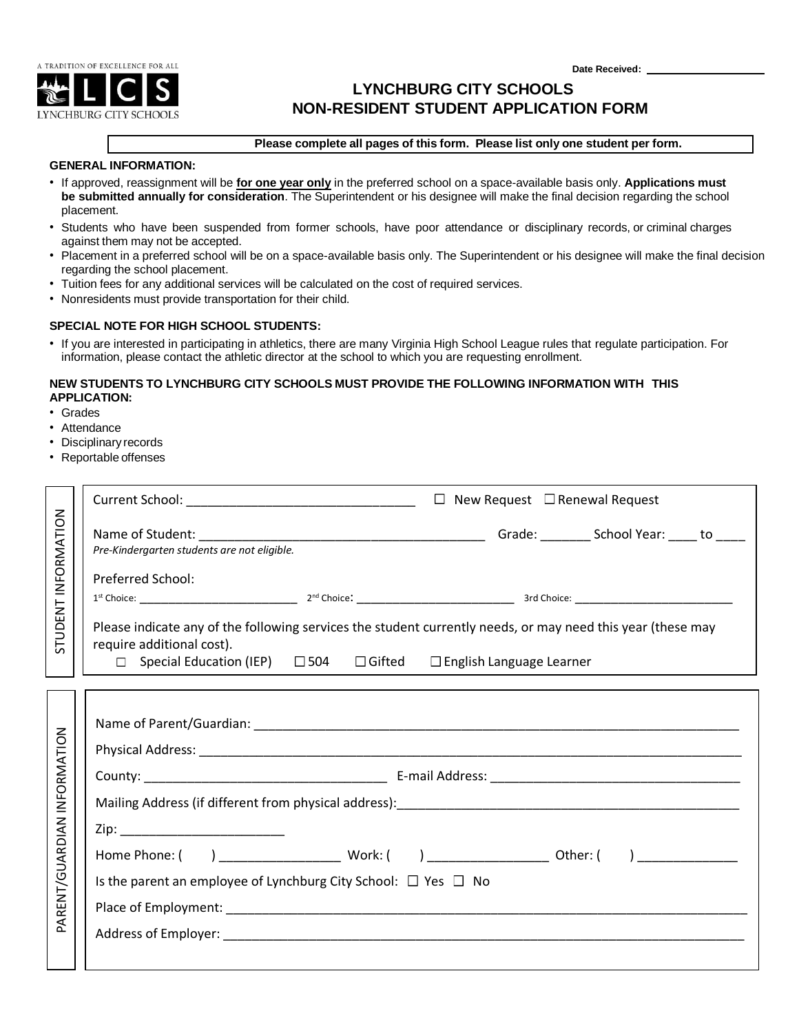Date Received: ____________________

A TRADITION OF EXCELLENCE FOR ALL
LCS
LYNCHBURG CITY SCHOOLS

# LYNCHBURG CITY SCHOOLS
# NON-RESIDENT STUDENT APPLICATION FORM

**Please complete all pages of this form. Please list only one student per form.**

### GENERAL INFORMATION:

- If approved, reassignment will be **for one year only** in the preferred school on a space-available basis only. **Applications must be submitted annually for consideration**. The Superintendent or his designee will make the final decision regarding the school placement.
- Students who have been suspended from former schools, have poor attendance or disciplinary records, or criminal charges against them may not be accepted.
- Placement in a preferred school will be on a space-available basis only. The Superintendent or his designee will make the final decision regarding the school placement.
- Tuition fees for any additional services will be calculated on the cost of required services.
- Nonresidents must provide transportation for their child.

### SPECIAL NOTE FOR HIGH SCHOOL STUDENTS:

- If you are interested in participating in athletics, there are many Virginia High School League rules that regulate participation. For information, please contact the athletic director at the school to which you are requesting enrollment.

### NEW STUDENTS TO LYNCHBURG CITY SCHOOLS MUST PROVIDE THE FOLLOWING INFORMATION WITH THIS APPLICATION:

- Grades
- Attendance
- Disciplinary records
- Reportable offenses

**STUDENT INFORMATION**

Current School: ________________________________ ☐ New Request ☐ Renewal Request

Name of Student: ________________________________________ Grade: _______ School Year: ____ to ____

*Pre-Kindergarten students are not eligible.*

Preferred School:

1st Choice: __________________________ 2nd Choice: __________________________ 3rd Choice: __________________________

Please indicate any of the following services the student currently needs, or may need this year (these may require additional cost).

☐ Special Education (IEP) ☐ 504 ☐ Gifted ☐ English Language Learner

**PARENT/GUARDIAN INFORMATION**

Name of Parent/Guardian: ______________________________________________________________________

Physical Address: ___________________________________________________________________________

County: __________________________________ E-mail Address: ___________________________________

Mailing Address (if different from physical address): _______________________________________________

Zip: _______________________

Home Phone: ( ) _________________ Work: ( ) _________________ Other: ( ) ______________

Is the parent an employee of Lynchburg City School: ☐ Yes ☐ No

Place of Employment: _______________________________________________________________________

Address of Employer: ________________________________________________________________________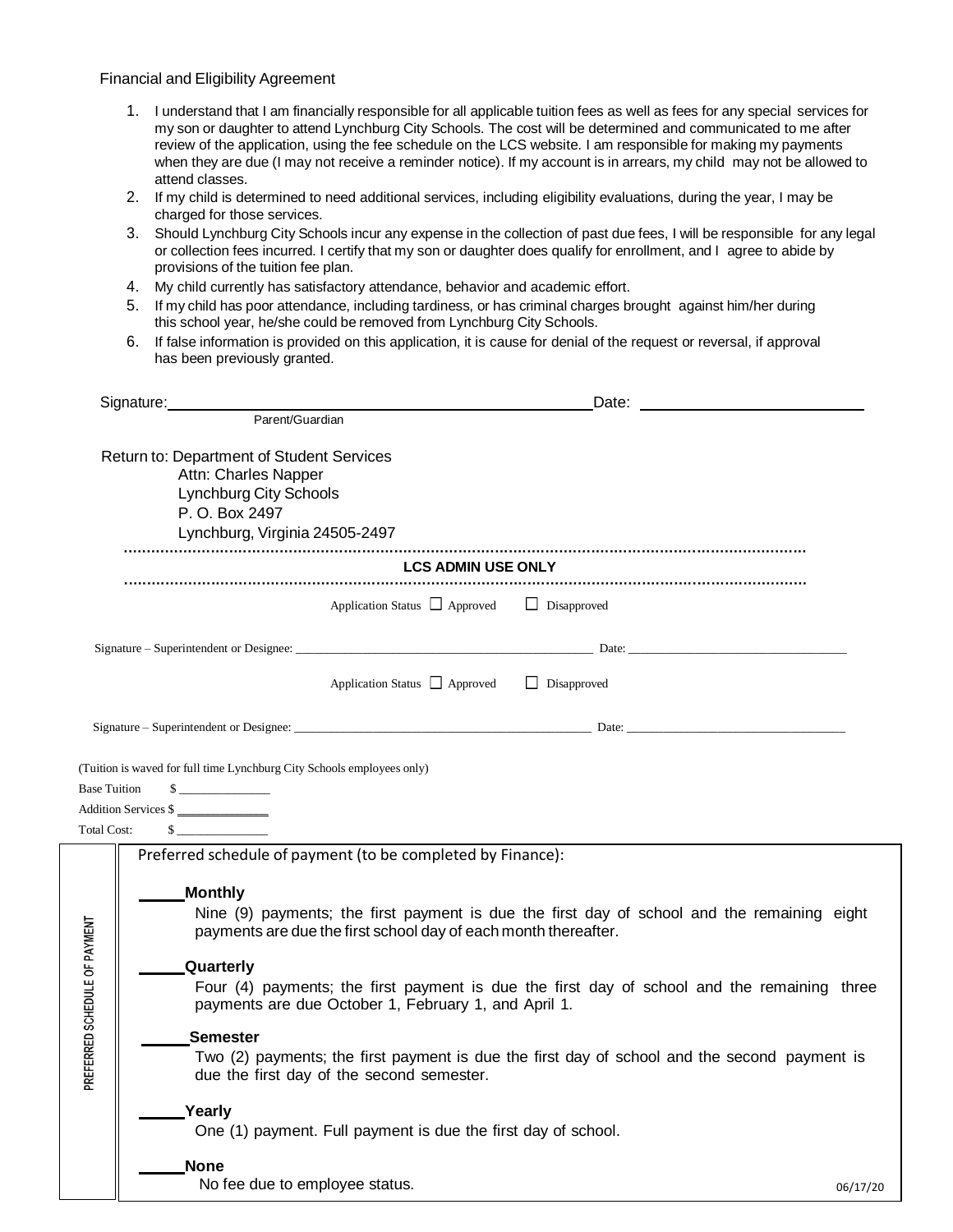Financial and Eligibility Agreement

1. I understand that I am financially responsible for all applicable tuition fees as well as fees for any special services for my son or daughter to attend Lynchburg City Schools. The cost will be determined and communicated to me after review of the application, using the fee schedule on the LCS website. I am responsible for making my payments when they are due (I may not receive a reminder notice). If my account is in arrears, my child may not be allowed to attend classes.
2. If my child is determined to need additional services, including eligibility evaluations, during the year, I may be charged for those services.
3. Should Lynchburg City Schools incur any expense in the collection of past due fees, I will be responsible for any legal or collection fees incurred. I certify that my son or daughter does qualify for enrollment, and I agree to abide by provisions of the tuition fee plan.
4. My child currently has satisfactory attendance, behavior and academic effort.
5. If my child has poor attendance, including tardiness, or has criminal charges brought against him/her during this school year, he/she could be removed from Lynchburg City Schools.
6. If false information is provided on this application, it is cause for denial of the request or reversal, if approval has been previously granted.

Signature: ______________________________ Date: ______________________
Parent/Guardian

Return to: Department of Student Services
Attn: Charles Napper
Lynchburg City Schools
P. O. Box 2497
Lynchburg, Virginia 24505-2497

**LCS ADMIN USE ONLY**

Application Status ☐ Approved ☐ Disapproved

Signature – Superintendent or Designee: ______________________________ Date: ______________________

Application Status ☐ Approved ☐ Disapproved

Signature – Superintendent or Designee: ______________________________ Date: ______________________

(Tuition is waved for full time Lynchburg City Schools employees only)

Base Tuition $ ______________

Addition Services $ ______________

Total Cost: $ ______________

PREFERRED SCHEDULE OF PAYMENT

Preferred schedule of payment (to be completed by Finance):

_____ **Monthly**
Nine (9) payments; the first payment is due the first day of school and the remaining eight payments are due the first school day of each month thereafter.

_____ **Quarterly**
Four (4) payments; the first payment is due the first day of school and the remaining three payments are due October 1, February 1, and April 1.

_____ **Semester**
Two (2) payments; the first payment is due the first day of school and the second payment is due the first day of the second semester.

_____ **Yearly**
One (1) payment. Full payment is due the first day of school.

_____ **None**
No fee due to employee status.

06/17/20